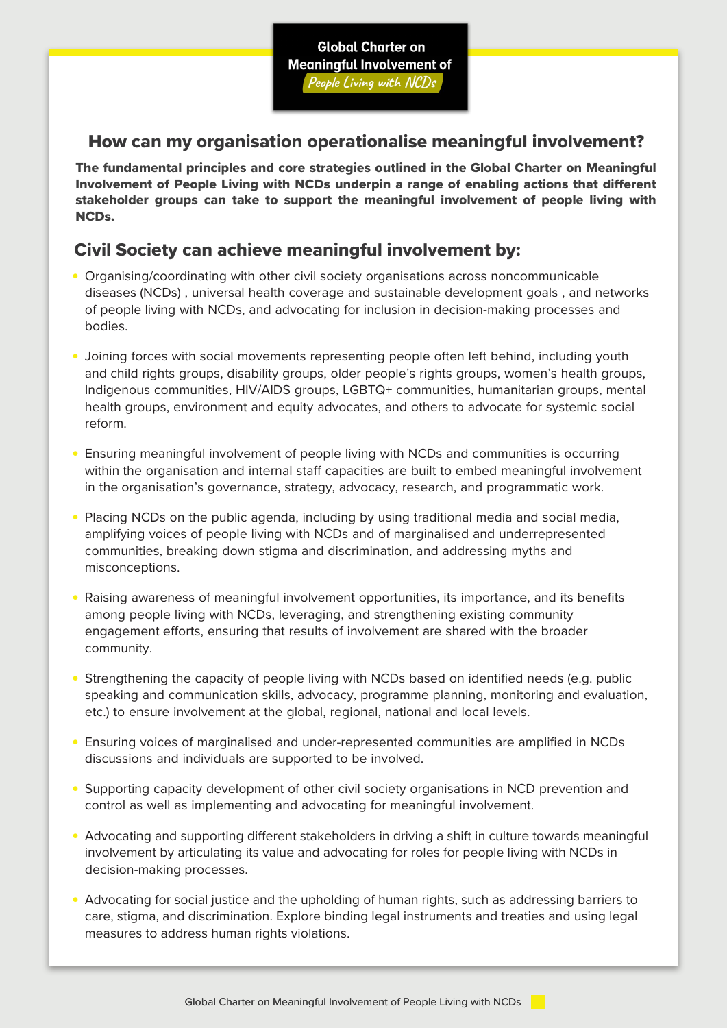Global Charter on Meaningful Involvement of *People Living with NCDs*

## How can my organisation operationalise meaningful involvement?

**The fundamental principles and core strategies outlined in the Global Charter on Meaningful Involvement of People Living with NCDs underpin a range of enabling actions that different stakeholder groups can take to support the meaningful involvement of people living with NCDs.**

## Civil Society can achieve meaningful involvement by:

- Organising/coordinating with other civil society organisations across noncommunicable diseases (NCDs) , universal health coverage and sustainable development goals , and networks of people living with NCDs, and advocating for inclusion in decision-making processes and bodies.
- Joining forces with social movements representing people often left behind, including youth and child rights groups, disability groups, older people's rights groups, women's health groups, Indigenous communities, HIV/AIDS groups, LGBTQ+ communities, humanitarian groups, mental health groups, environment and equity advocates, and others to advocate for systemic social reform.
- Ensuring meaningful involvement of people living with NCDs and communities is occurring within the organisation and internal staff capacities are built to embed meaningful involvement in the organisation's governance, strategy, advocacy, research, and programmatic work.
- Placing NCDs on the public agenda, including by using traditional media and social media, amplifying voices of people living with NCDs and of marginalised and underrepresented communities, breaking down stigma and discrimination, and addressing myths and misconceptions.
- Raising awareness of meaningful involvement opportunities, its importance, and its benefits among people living with NCDs, leveraging, and strengthening existing community engagement efforts, ensuring that results of involvement are shared with the broader community.
- Strengthening the capacity of people living with NCDs based on identified needs (e.g. public speaking and communication skills, advocacy, programme planning, monitoring and evaluation, etc.) to ensure involvement at the global, regional, national and local levels.
- Ensuring voices of marginalised and under-represented communities are amplified in NCDs discussions and individuals are supported to be involved.
- Supporting capacity development of other civil society organisations in NCD prevention and control as well as implementing and advocating for meaningful involvement.
- Advocating and supporting different stakeholders in driving a shift in culture towards meaningful involvement by articulating its value and advocating for roles for people living with NCDs in decision-making processes.
- Advocating for social justice and the upholding of human rights, such as addressing barriers to care, stigma, and discrimination. Explore binding legal instruments and treaties and using legal measures to address human rights violations.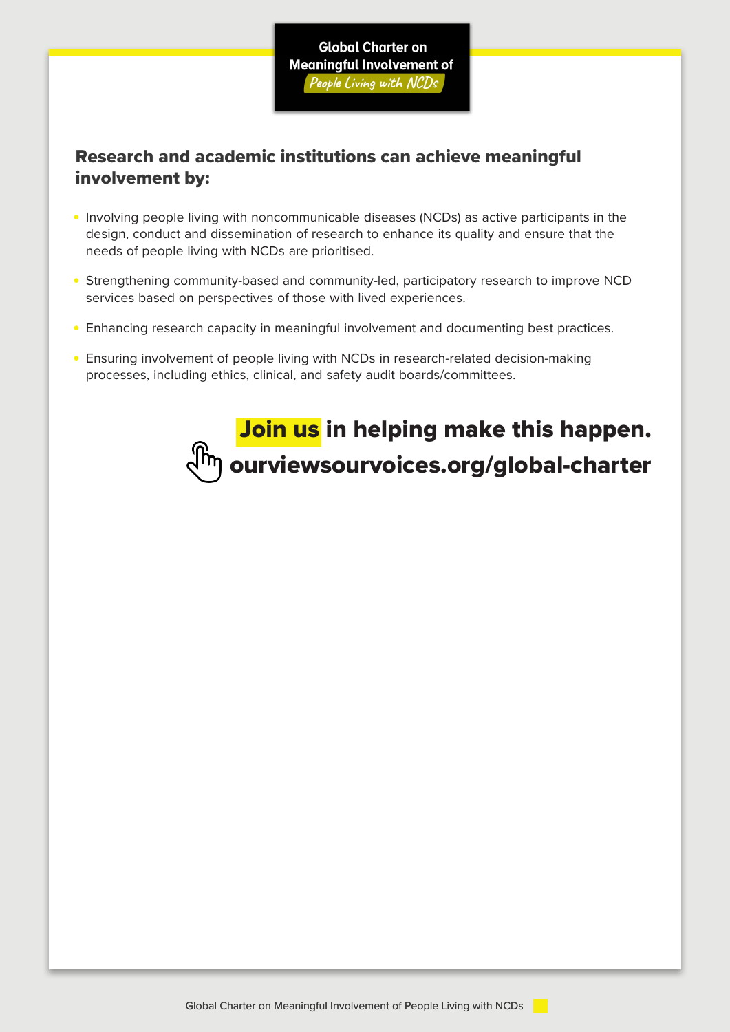Global Charter on Meaningful Involvement of *People Living with NCDs*

## Research and academic institutions can achieve meaningful involvement by:

- Involving people living with noncommunicable diseases (NCDs) as active participants in the design, conduct and dissemination of research to enhance its quality and ensure that the needs of people living with NCDs are prioritised.
- Strengthening community-based and community-led, participatory research to improve NCD services based on perspectives of those with lived experiences.
- Enhancing research capacity in meaningful involvement and documenting best practices.
- Ensuring involvement of people living with NCDs in research-related decision-making processes, including ethics, clinical, and safety audit boards/committees.

**Join us in helping make this happen.**

**ourviewsourvoices.org/global-charter**